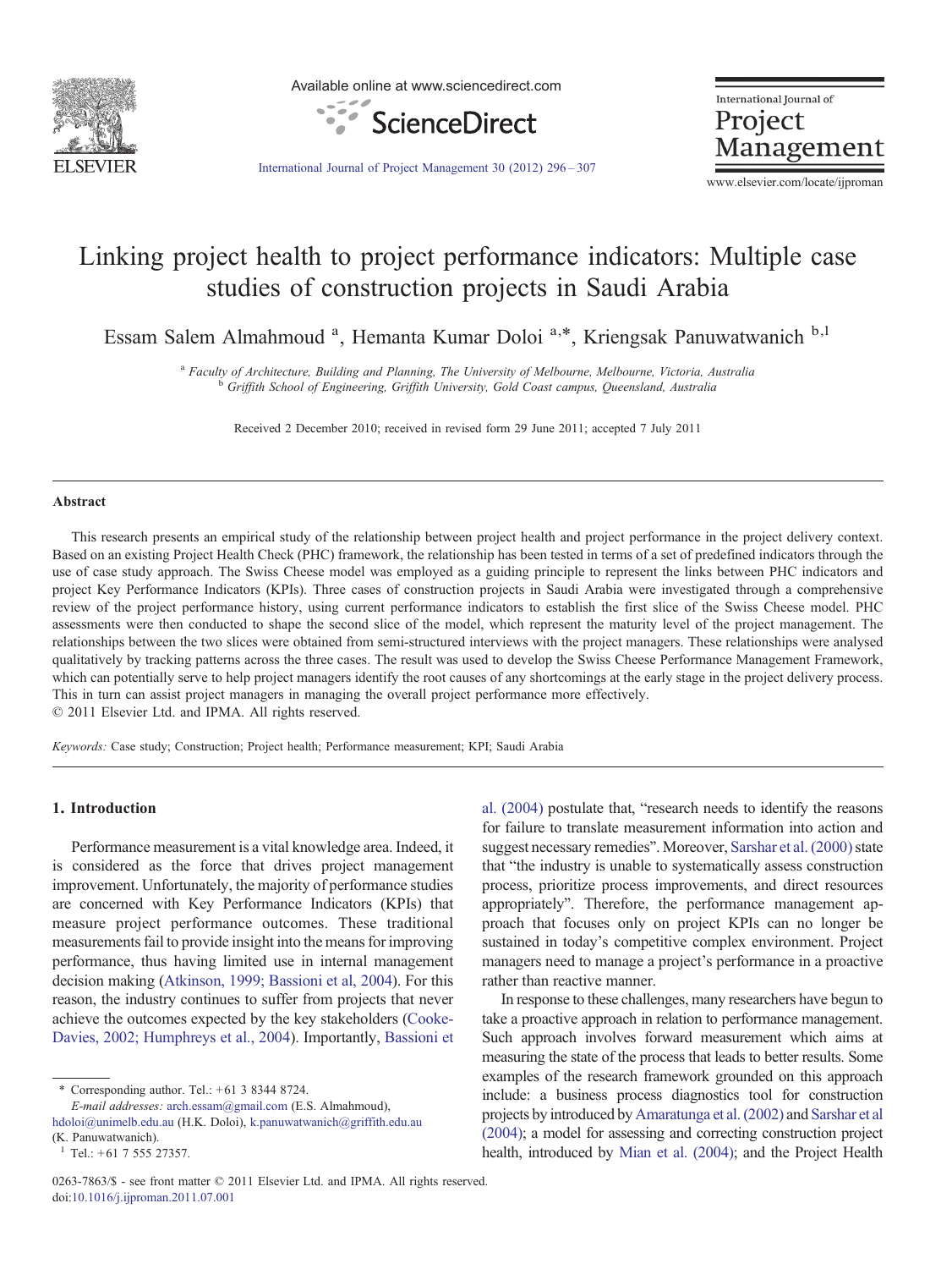# Linking project health to project performance indicators: Multiple case studies of construction projects in Saudi Arabia

Essam Salem Almahmoud [a], Hemanta Kumar Doloi [a,*], Kriengsak Panuwatwanich [b,1]

[a] *Faculty of Architecture, Building and Planning, The University of Melbourne, Melbourne, Victoria, Australia*
[b] *Griffith School of Engineering, Griffith University, Gold Coast campus, Queensland, Australia*

Received 2 December 2010; received in revised form 29 June 2011; accepted 7 July 2011

## Abstract

This research presents an empirical study of the relationship between project health and project performance in the project delivery context. Based on an existing Project Health Check (PHC) framework, the relationship has been tested in terms of a set of predefined indicators through the use of case study approach. The Swiss Cheese model was employed as a guiding principle to represent the links between PHC indicators and project Key Performance Indicators (KPIs). Three cases of construction projects in Saudi Arabia were investigated through a comprehensive review of the project performance history, using current performance indicators to establish the first slice of the Swiss Cheese model. PHC assessments were then conducted to shape the second slice of the model, which represent the maturity level of the project management. The relationships between the two slices were obtained from semi-structured interviews with the project managers. These relationships were analysed qualitatively by tracking patterns across the three cases. The result was used to develop the Swiss Cheese Performance Management Framework, which can potentially serve to help project managers identify the root causes of any shortcomings at the early stage in the project delivery process. This in turn can assist project managers in managing the overall project performance more effectively.

© 2011 Elsevier Ltd. and IPMA. All rights reserved.

*Keywords:* Case study; Construction; Project health; Performance measurement; KPI; Saudi Arabia

## 1. Introduction

Performance measurement is a vital knowledge area. Indeed, it is considered as the force that drives project management improvement. Unfortunately, the majority of performance studies are concerned with Key Performance Indicators (KPIs) that measure project performance outcomes. These traditional measurements fail to provide insight into the means for improving performance, thus having limited use in internal management decision making (Atkinson, 1999; Bassioni et al, 2004). For this reason, the industry continues to suffer from projects that never achieve the outcomes expected by the key stakeholders (Cooke-Davies, 2002; Humphreys et al., 2004). Importantly, Bassioni et al. (2004) postulate that, "research needs to identify the reasons for failure to translate measurement information into action and suggest necessary remedies". Moreover, Sarshar et al. (2000) state that "the industry is unable to systematically assess construction process, prioritize process improvements, and direct resources appropriately". Therefore, the performance management approach that focuses only on project KPIs can no longer be sustained in today's competitive complex environment. Project managers need to manage a project's performance in a proactive rather than reactive manner.

In response to these challenges, many researchers have begun to take a proactive approach in relation to performance management. Such approach involves forward measurement which aims at measuring the state of the process that leads to better results. Some examples of the research framework grounded on this approach include: a business process diagnostics tool for construction projects by introduced by Amaratunga et al. (2002) and Sarshar et al (2004); a model for assessing and correcting construction project health, introduced by Mian et al. (2004); and the Project Health

\* Corresponding author. Tel.: +61 3 8344 8724.
*E-mail addresses:* arch.essam@gmail.com (E.S. Almahmoud), hdoloi@unimelb.edu.au (H.K. Doloi), k.panuwatwanich@griffith.edu.au (K. Panuwatwanich).
[1] Tel.: +61 7 555 27357.

0263-7863/$ - see front matter © 2011 Elsevier Ltd. and IPMA. All rights reserved.
doi:10.1016/j.ijproman.2011.07.001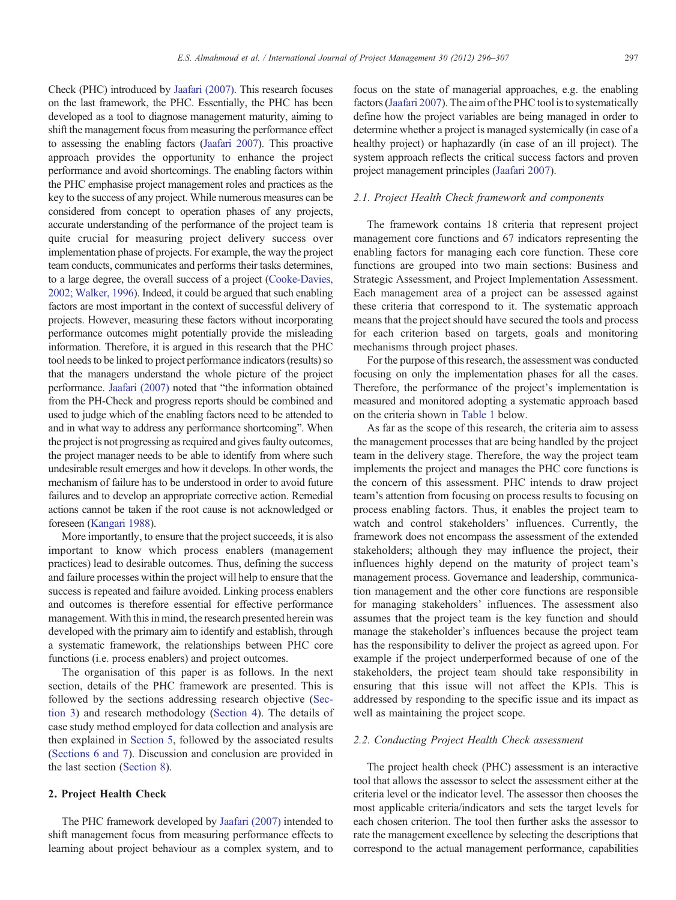Check (PHC) introduced by Jaafari (2007). This research focuses on the last framework, the PHC. Essentially, the PHC has been developed as a tool to diagnose management maturity, aiming to shift the management focus from measuring the performance effect to assessing the enabling factors (Jaafari 2007). This proactive approach provides the opportunity to enhance the project performance and avoid shortcomings. The enabling factors within the PHC emphasise project management roles and practices as the key to the success of any project. While numerous measures can be considered from concept to operation phases of any projects, accurate understanding of the performance of the project team is quite crucial for measuring project delivery success over implementation phase of projects. For example, the way the project team conducts, communicates and performs their tasks determines, to a large degree, the overall success of a project (Cooke-Davies, 2002; Walker, 1996). Indeed, it could be argued that such enabling factors are most important in the context of successful delivery of projects. However, measuring these factors without incorporating performance outcomes might potentially provide the misleading information. Therefore, it is argued in this research that the PHC tool needs to be linked to project performance indicators (results) so that the managers understand the whole picture of the project performance. Jaafari (2007) noted that "the information obtained from the PH-Check and progress reports should be combined and used to judge which of the enabling factors need to be attended to and in what way to address any performance shortcoming". When the project is not progressing as required and gives faulty outcomes, the project manager needs to be able to identify from where such undesirable result emerges and how it develops. In other words, the mechanism of failure has to be understood in order to avoid future failures and to develop an appropriate corrective action. Remedial actions cannot be taken if the root cause is not acknowledged or foreseen (Kangari 1988).

More importantly, to ensure that the project succeeds, it is also important to know which process enablers (management practices) lead to desirable outcomes. Thus, defining the success and failure processes within the project will help to ensure that the success is repeated and failure avoided. Linking process enablers and outcomes is therefore essential for effective performance management. With this in mind, the research presented herein was developed with the primary aim to identify and establish, through a systematic framework, the relationships between PHC core functions (i.e. process enablers) and project outcomes.

The organisation of this paper is as follows. In the next section, details of the PHC framework are presented. This is followed by the sections addressing research objective (Section 3) and research methodology (Section 4). The details of case study method employed for data collection and analysis are then explained in Section 5, followed by the associated results (Sections 6 and 7). Discussion and conclusion are provided in the last section (Section 8).

## 2. Project Health Check

The PHC framework developed by Jaafari (2007) intended to shift management focus from measuring performance effects to learning about project behaviour as a complex system, and to focus on the state of managerial approaches, e.g. the enabling factors (Jaafari 2007). The aim of the PHC tool is to systematically define how the project variables are being managed in order to determine whether a project is managed systemically (in case of a healthy project) or haphazardly (in case of an ill project). The system approach reflects the critical success factors and proven project management principles (Jaafari 2007).

### *2.1. Project Health Check framework and components*

The framework contains 18 criteria that represent project management core functions and 67 indicators representing the enabling factors for managing each core function. These core functions are grouped into two main sections: Business and Strategic Assessment, and Project Implementation Assessment. Each management area of a project can be assessed against these criteria that correspond to it. The systematic approach means that the project should have secured the tools and process for each criterion based on targets, goals and monitoring mechanisms through project phases.

For the purpose of this research, the assessment was conducted focusing on only the implementation phases for all the cases. Therefore, the performance of the project's implementation is measured and monitored adopting a systematic approach based on the criteria shown in Table 1 below.

As far as the scope of this research, the criteria aim to assess the management processes that are being handled by the project team in the delivery stage. Therefore, the way the project team implements the project and manages the PHC core functions is the concern of this assessment. PHC intends to draw project team's attention from focusing on process results to focusing on process enabling factors. Thus, it enables the project team to watch and control stakeholders' influences. Currently, the framework does not encompass the assessment of the extended stakeholders; although they may influence the project, their influences highly depend on the maturity of project team's management process. Governance and leadership, communication management and the other core functions are responsible for managing stakeholders' influences. The assessment also assumes that the project team is the key function and should manage the stakeholder's influences because the project team has the responsibility to deliver the project as agreed upon. For example if the project underperformed because of one of the stakeholders, the project team should take responsibility in ensuring that this issue will not affect the KPIs. This is addressed by responding to the specific issue and its impact as well as maintaining the project scope.

### *2.2. Conducting Project Health Check assessment*

The project health check (PHC) assessment is an interactive tool that allows the assessor to select the assessment either at the criteria level or the indicator level. The assessor then chooses the most applicable criteria/indicators and sets the target levels for each chosen criterion. The tool then further asks the assessor to rate the management excellence by selecting the descriptions that correspond to the actual management performance, capabilities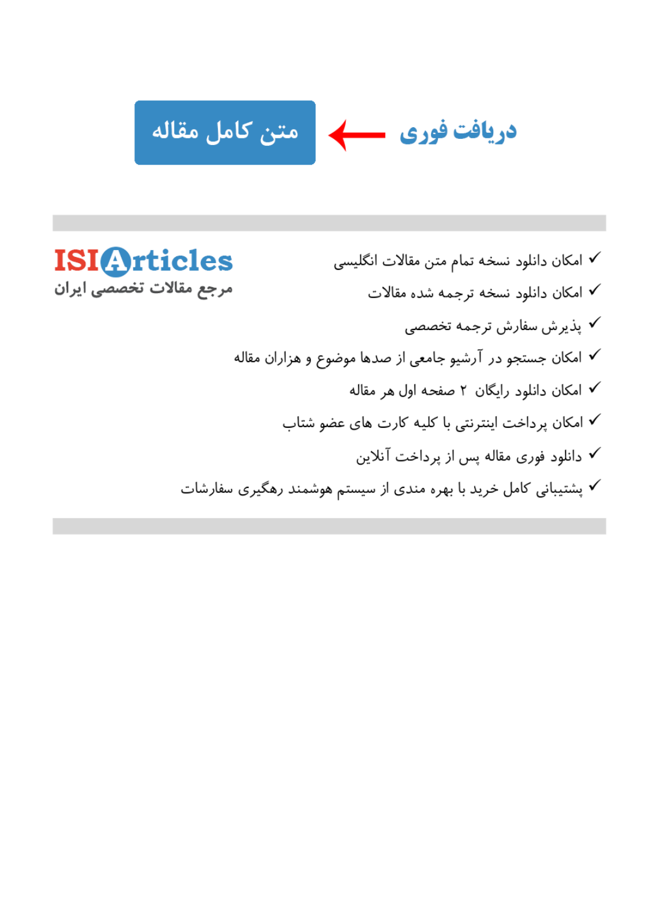**دریافت فوری ← متن کامل مقاله**

**ISIArticles**
مرجع مقالات تخصصی ایران

- ✓ امکان دانلود نسخه تمام متن مقالات انگلیسی
- ✓ امکان دانلود نسخه ترجمه شده مقالات
- ✓ پذیرش سفارش ترجمه تخصصی
- ✓ امکان جستجو در آرشیو جامعی از صدها موضوع و هزاران مقاله
- ✓ امکان دانلود رایگان ۲ صفحه اول هر مقاله
- ✓ امکان پرداخت اینترنتی با کلیه کارت های عضو شتاب
- ✓ دانلود فوری مقاله پس از پرداخت آنلاین
- ✓ پشتیبانی کامل خرید با بهره مندی از سیستم هوشمند رهگیری سفارشات